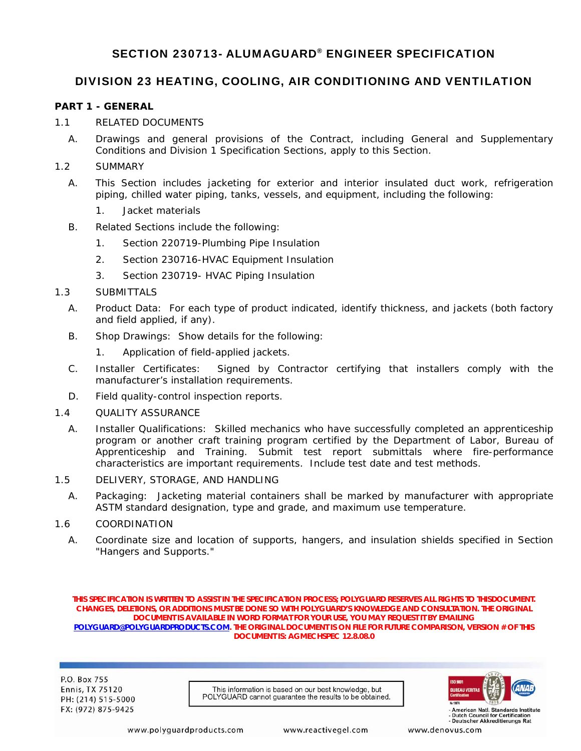# SECTION 230713- ALUMAGUARD® ENGINEER SPECIFICATION

## DIVISION 23 HEATING, COOLING, AIR CONDITIONING AND VENTILATION

### PART 1 - GENERAL

1.1 RELATED DOCUMENTS

A. Drawings and general provisions of the Contract, including General and Supplementary Conditions and Division 1 Specification Sections, apply to this Section.

1.2 SUMMARY

A. This Section includes jacketing for exterior and interior insulated duct work, refrigeration piping, chilled water piping, tanks, vessels, and equipment, including the following:

1. Jacket materials

B. Related Sections include the following:

1. Section 220719-Plumbing Pipe Insulation
2. Section 230716-HVAC Equipment Insulation
3. Section 230719- HVAC Piping Insulation

1.3 SUBMITTALS

A. Product Data: For each type of product indicated, identify thickness, and jackets (both factory and field applied, if any).

B. Shop Drawings: Show details for the following:

1. Application of field-applied jackets.

C. Installer Certificates: Signed by Contractor certifying that installers comply with the manufacturer's installation requirements.

D. Field quality-control inspection reports.

1.4 QUALITY ASSURANCE

A. Installer Qualifications: Skilled mechanics who have successfully completed an apprenticeship program or another craft training program certified by the Department of Labor, Bureau of Apprenticeship and Training. Submit test report submittals where fire-performance characteristics are important requirements. Include test date and test methods.

1.5 DELIVERY, STORAGE, AND HANDLING

A. Packaging: Jacketing material containers shall be marked by manufacturer with appropriate ASTM standard designation, type and grade, and maximum use temperature.

1.6 COORDINATION

A. Coordinate size and location of supports, hangers, and insulation shields specified in Section "Hangers and Supports."

**THIS SPECIFICATION IS WRITTEN TO ASSIST IN THE SPECIFICATION PROCESS; POLYGUARD RESERVES ALL RIGHTS TO THIS DOCUMENT. CHANGES, DELETIONS, OR ADDITIONS MUST BE DONE SO WITH POLYGUARD'S KNOWLEDGE AND CONSULTATION. THE ORIGINAL DOCUMENT IS AVAILABLE IN WORD FORMAT FOR YOUR USE, YOU MAY REQUEST IT BY EMAILING POLYGUARD@POLYGUARDPRODUCTS.COM. THE ORIGINAL DOCUMENT IS ON FILE FOR FUTURE COMPARISON, VERSION # OF THIS DOCUMENT IS: AGMECHSPEC 12.8.08.0**

P.O. Box 755
Ennis, TX 75120
PH: (214) 515-5000
FX: (972) 875-9425

This information is based on our best knowledge, but POLYGUARD cannot guarantee the results to be obtained.

- American Natl. Standards Institute
- Dutch Council for Certification
- Deutscher Akkreditierungs Rat

www.polyguardproducts.com www.reactivegel.com www.denovus.com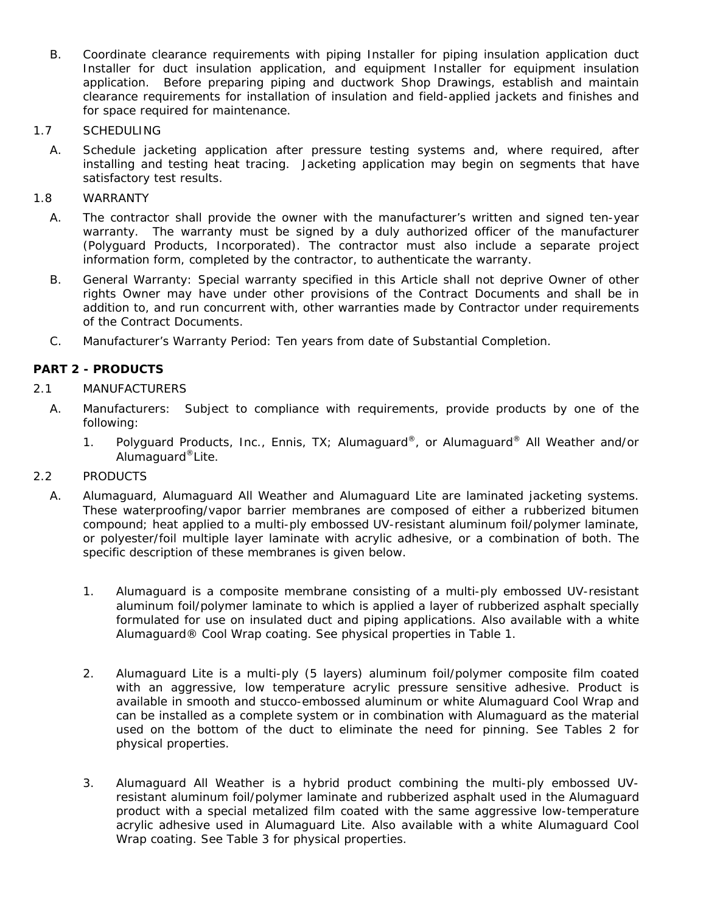B. Coordinate clearance requirements with piping Installer for piping insulation application duct Installer for duct insulation application, and equipment Installer for equipment insulation application. Before preparing piping and ductwork Shop Drawings, establish and maintain clearance requirements for installation of insulation and field-applied jackets and finishes and for space required for maintenance.

1.7 SCHEDULING

A. Schedule jacketing application after pressure testing systems and, where required, after installing and testing heat tracing. Jacketing application may begin on segments that have satisfactory test results.

1.8 WARRANTY

A. The contractor shall provide the owner with the manufacturer's written and signed ten-year warranty. The warranty must be signed by a duly authorized officer of the manufacturer (Polyguard Products, Incorporated). The contractor must also include a separate project information form, completed by the contractor, to authenticate the warranty.

B. General Warranty: Special warranty specified in this Article shall not deprive Owner of other rights Owner may have under other provisions of the Contract Documents and shall be in addition to, and run concurrent with, other warranties made by Contractor under requirements of the Contract Documents.

C. Manufacturer's Warranty Period: Ten years from date of Substantial Completion.

## PART 2 - PRODUCTS

2.1 MANUFACTURERS

A. Manufacturers: Subject to compliance with requirements, provide products by one of the following:

1. Polyguard Products, Inc., Ennis, TX; Alumaguard®, or Alumaguard® All Weather and/or Alumaguard®Lite.

2.2 PRODUCTS

A. Alumaguard, Alumaguard All Weather and Alumaguard Lite are laminated jacketing systems. These waterproofing/vapor barrier membranes are composed of either a rubberized bitumen compound; heat applied to a multi-ply embossed UV-resistant aluminum foil/polymer laminate, or polyester/foil multiple layer laminate with acrylic adhesive, or a combination of both. The specific description of these membranes is given below.

1. Alumaguard is a composite membrane consisting of a multi-ply embossed UV-resistant aluminum foil/polymer laminate to which is applied a layer of rubberized asphalt specially formulated for use on insulated duct and piping applications. Also available with a white Alumaguard® Cool Wrap coating. See physical properties in Table 1.

2. Alumaguard Lite is a multi-ply (5 layers) aluminum foil/polymer composite film coated with an aggressive, low temperature acrylic pressure sensitive adhesive. Product is available in smooth and stucco-embossed aluminum or white Alumaguard Cool Wrap and can be installed as a complete system or in combination with Alumaguard as the material used on the bottom of the duct to eliminate the need for pinning. See Tables 2 for physical properties.

3. Alumaguard All Weather is a hybrid product combining the multi-ply embossed UV-resistant aluminum foil/polymer laminate and rubberized asphalt used in the Alumaguard product with a special metalized film coated with the same aggressive low-temperature acrylic adhesive used in Alumaguard Lite. Also available with a white Alumaguard Cool Wrap coating. See Table 3 for physical properties.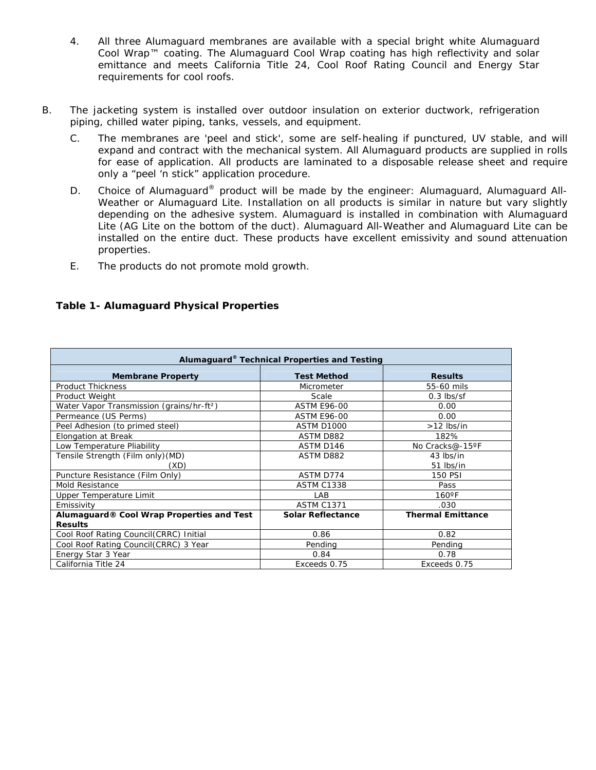4. All three Alumaguard membranes are available with a special bright white Alumaguard Cool Wrap™ coating. The Alumaguard Cool Wrap coating has high reflectivity and solar emittance and meets California Title 24, Cool Roof Rating Council and Energy Star requirements for cool roofs.

B. The jacketing system is installed over outdoor insulation on exterior ductwork, refrigeration piping, chilled water piping, tanks, vessels, and equipment.

C. The membranes are 'peel and stick', some are self-healing if punctured, UV stable, and will expand and contract with the mechanical system. All Alumaguard products are supplied in rolls for ease of application. All products are laminated to a disposable release sheet and require only a “peel ‘n stick” application procedure.

D. Choice of Alumaguard® product will be made by the engineer: Alumaguard, Alumaguard All-Weather or Alumaguard Lite. Installation on all products is similar in nature but vary slightly depending on the adhesive system. Alumaguard is installed in combination with Alumaguard Lite (AG Lite on the bottom of the duct). Alumaguard All-Weather and Alumaguard Lite can be installed on the entire duct. These products have excellent emissivity and sound attenuation properties.

E. The products do not promote mold growth.

**Table 1- Alumaguard Physical Properties**

| **Alumaguard® Technical Properties and Testing** | | |
|---|---|---|
| **Membrane Property** | **Test Method** | **Results** |
| Product Thickness | Micrometer | 55-60 mils |
| Product Weight | Scale | 0.3 lbs/sf |
| Water Vapor Transmission (grains/hr-ft²) | ASTM E96-00 | 0.00 |
| Permeance (US Perms) | ASTM E96-00 | 0.00 |
| Peel Adhesion (to primed steel) | ASTM D1000 | >12 lbs/in |
| Elongation at Break | ASTM D882 | 182% |
| Low Temperature Pliability | ASTM D146 | No Cracks@-15ºF |
| Tensile Strength (Film only)(MD) (XD) | ASTM D882 | 43 lbs/in 51 lbs/in |
| Puncture Resistance (Film Only) | ASTM D774 | 150 PSI |
| Mold Resistance | ASTM C1338 | Pass |
| Upper Temperature Limit | LAB | 160ºF |
| Emissivity | ASTM C1371 | .030 |
| **Alumaguard® Cool Wrap Properties and Test Results** | **Solar Reflectance** | **Thermal Emittance** |
| Cool Roof Rating Council(CRRC) Initial | 0.86 | 0.82 |
| Cool Roof Rating Council(CRRC) 3 Year | Pending | Pending |
| Energy Star 3 Year | 0.84 | 0.78 |
| California Title 24 | Exceeds 0.75 | Exceeds 0.75 |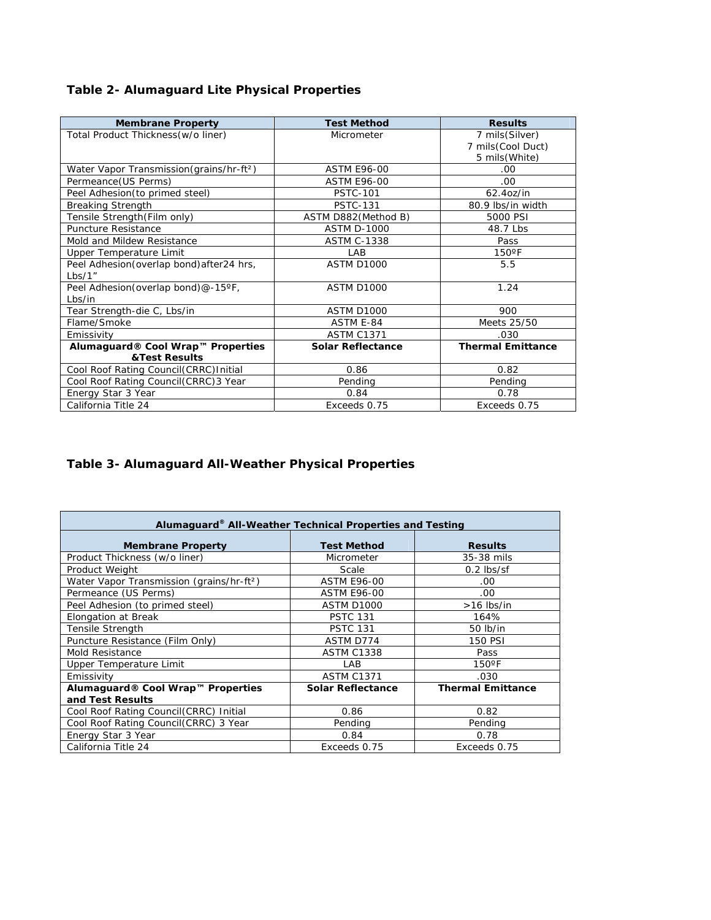**Table 2- Alumaguard Lite Physical Properties**

| Membrane Property | Test Method | Results |
|---|---|---|
| Total Product Thickness(w/o liner) | Micrometer | 7 mils(Silver)<br>7 mils(Cool Duct)<br>5 mils(White) |
| Water Vapor Transmission(grains/hr-ft$^2$) | ASTM E96-00 | .00 |
| Permeance(US Perms) | ASTM E96-00 | .00 |
| Peel Adhesion(to primed steel) | PSTC-101 | 62.4oz/in |
| Breaking Strength | PSTC-131 | 80.9 lbs/in width |
| Tensile Strength(Film only) | ASTM D882(Method B) | 5000 PSI |
| Puncture Resistance | ASTM D-1000 | 48.7 Lbs |
| Mold and Mildew Resistance | ASTM C-1338 | Pass |
| Upper Temperature Limit | LAB | 150ºF |
| Peel Adhesion(overlap bond)after24 hrs, Lbs/1" | ASTM D1000 | 5.5 |
| Peel Adhesion(overlap bond)@-15ºF, Lbs/in | ASTM D1000 | 1.24 |
| Tear Strength-die C, Lbs/in | ASTM D1000 | 900 |
| Flame/Smoke | ASTM E-84 | Meets 25/50 |
| Emissivity | ASTM C1371 | .030 |
| **Alumaguard® Cool Wrap™ Properties &Test Results** | **Solar Reflectance** | **Thermal Emittance** |
| Cool Roof Rating Council(CRRC)Initial | 0.86 | 0.82 |
| Cool Roof Rating Council(CRRC)3 Year | Pending | Pending |
| Energy Star 3 Year | 0.84 | 0.78 |
| California Title 24 | Exceeds 0.75 | Exceeds 0.75 |

**Table 3- Alumaguard All-Weather Physical Properties**

| **Alumaguard® All-Weather Technical Properties and Testing** | | |
|---|---|---|
| **Membrane Property** | **Test Method** | **Results** |
| Product Thickness (w/o liner) | Micrometer | 35-38 mils |
| Product Weight | Scale | 0.2 lbs/sf |
| Water Vapor Transmission (grains/hr-ft$^2$) | ASTM E96-00 | .00 |
| Permeance (US Perms) | ASTM E96-00 | .00 |
| Peel Adhesion (to primed steel) | ASTM D1000 | >16 lbs/in |
| Elongation at Break | PSTC 131 | 164% |
| Tensile Strength | PSTC 131 | 50 lb/in |
| Puncture Resistance (Film Only) | ASTM D774 | 150 PSI |
| Mold Resistance | ASTM C1338 | Pass |
| Upper Temperature Limit | LAB | 150ºF |
| Emissivity | ASTM C1371 | .030 |
| **Alumaguard® Cool Wrap™ Properties and Test Results** | **Solar Reflectance** | **Thermal Emittance** |
| Cool Roof Rating Council(CRRC) Initial | 0.86 | 0.82 |
| Cool Roof Rating Council(CRRC) 3 Year | Pending | Pending |
| Energy Star 3 Year | 0.84 | 0.78 |
| California Title 24 | Exceeds 0.75 | Exceeds 0.75 |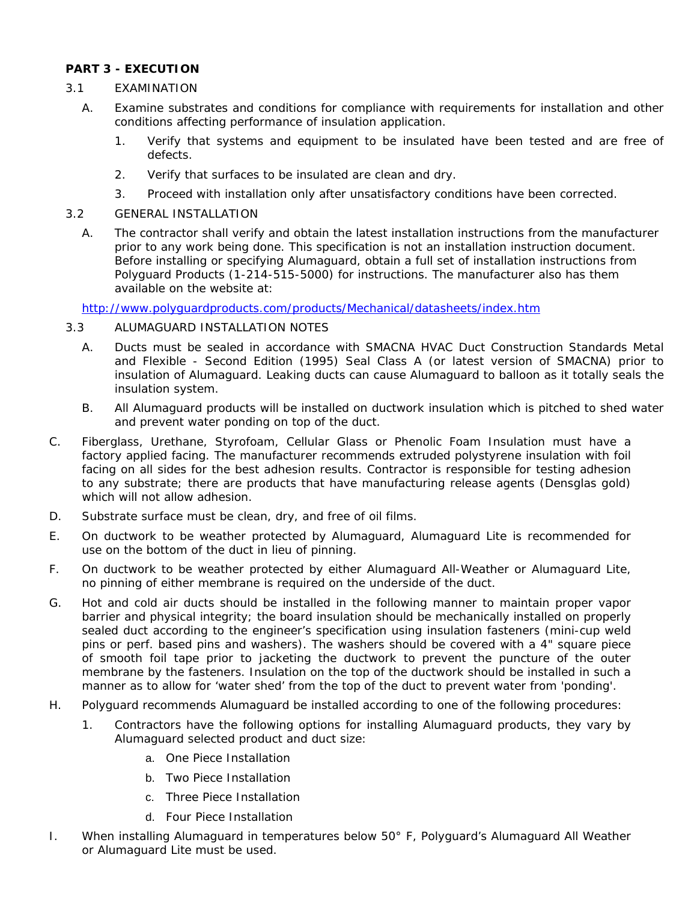**PART 3 - EXECUTION**

3.1 EXAMINATION

A. Examine substrates and conditions for compliance with requirements for installation and other conditions affecting performance of insulation application.

1. Verify that systems and equipment to be insulated have been tested and are free of defects.
2. Verify that surfaces to be insulated are clean and dry.
3. Proceed with installation only after unsatisfactory conditions have been corrected.

3.2 GENERAL INSTALLATION

A. The contractor shall verify and obtain the latest installation instructions from the manufacturer prior to any work being done. This specification is not an installation instruction document. Before installing or specifying Alumaguard, obtain a full set of installation instructions from Polyguard Products (1-214-515-5000) for instructions. The manufacturer also has them available on the website at:

http://www.polyguardproducts.com/products/Mechanical/datasheets/index.htm

3.3 ALUMAGUARD INSTALLATION NOTES

A. Ducts must be sealed in accordance with SMACNA HVAC Duct Construction Standards Metal and Flexible - Second Edition (1995) Seal Class A (or latest version of SMACNA) prior to insulation of Alumaguard. Leaking ducts can cause Alumaguard to balloon as it totally seals the insulation system.

B. All Alumaguard products will be installed on ductwork insulation which is pitched to shed water and prevent water ponding on top of the duct.

C. Fiberglass, Urethane, Styrofoam, Cellular Glass or Phenolic Foam Insulation must have a factory applied facing. The manufacturer recommends extruded polystyrene insulation with foil facing on all sides for the best adhesion results. Contractor is responsible for testing adhesion to any substrate; there are products that have manufacturing release agents (Densglas gold) which will not allow adhesion.

D. Substrate surface must be clean, dry, and free of oil films.

E. On ductwork to be weather protected by Alumaguard, Alumaguard Lite is recommended for use on the bottom of the duct in lieu of pinning.

F. On ductwork to be weather protected by either Alumaguard All-Weather or Alumaguard Lite, no pinning of either membrane is required on the underside of the duct.

G. Hot and cold air ducts should be installed in the following manner to maintain proper vapor barrier and physical integrity; the board insulation should be mechanically installed on properly sealed duct according to the engineer's specification using insulation fasteners (mini-cup weld pins or perf. based pins and washers). The washers should be covered with a 4" square piece of smooth foil tape prior to jacketing the ductwork to prevent the puncture of the outer membrane by the fasteners. Insulation on the top of the ductwork should be installed in such a manner as to allow for 'water shed' from the top of the duct to prevent water from 'ponding'.

H. Polyguard recommends Alumaguard be installed according to one of the following procedures:

1. Contractors have the following options for installing Alumaguard products, they vary by Alumaguard selected product and duct size:
   a. One Piece Installation
   b. Two Piece Installation
   c. Three Piece Installation
   d. Four Piece Installation

I. When installing Alumaguard in temperatures below 50° F, Polyguard's Alumaguard All Weather or Alumaguard Lite must be used.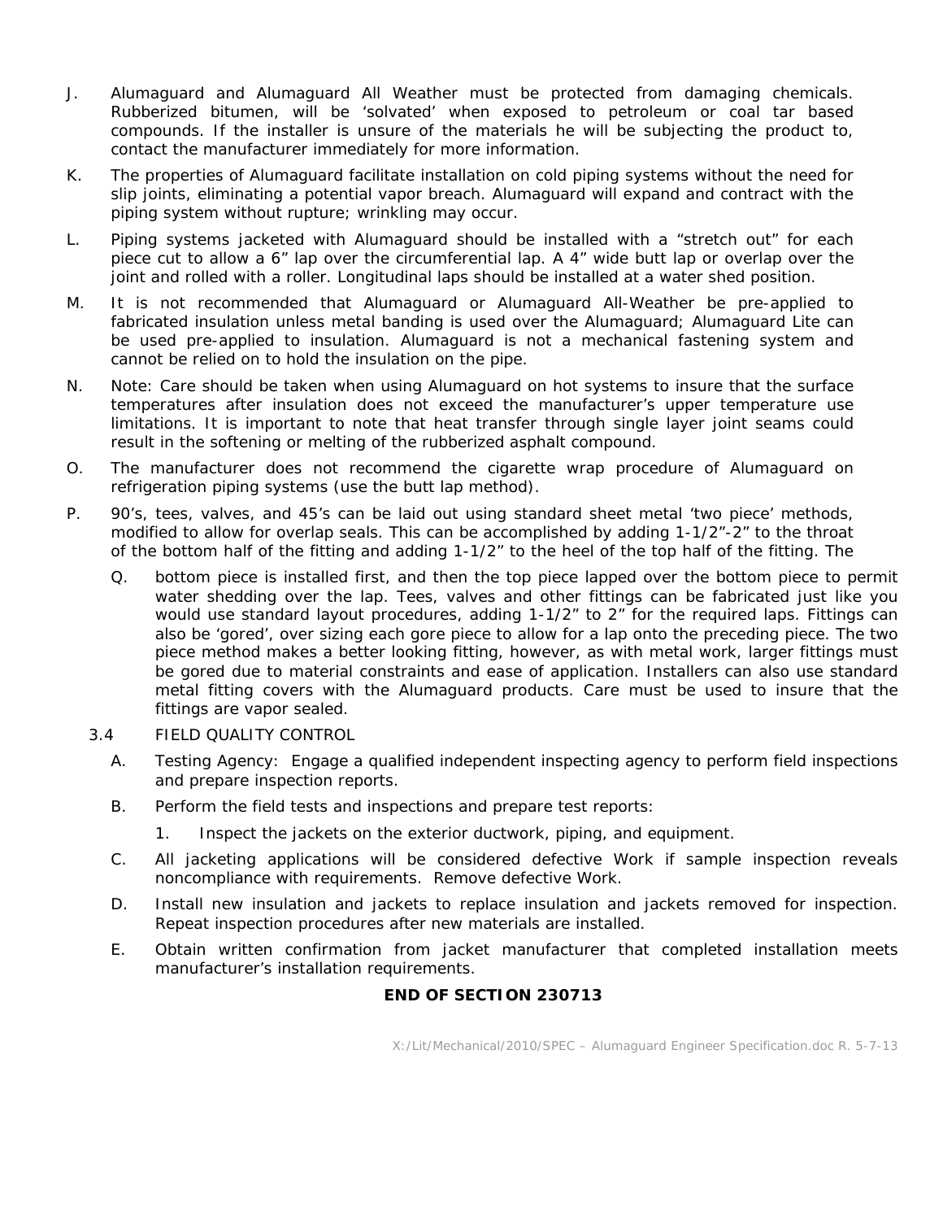J. Alumaguard and Alumaguard All Weather must be protected from damaging chemicals. Rubberized bitumen, will be 'solvated' when exposed to petroleum or coal tar based compounds. If the installer is unsure of the materials he will be subjecting the product to, contact the manufacturer immediately for more information.

K. The properties of Alumaguard facilitate installation on cold piping systems without the need for slip joints, eliminating a potential vapor breach. Alumaguard will expand and contract with the piping system without rupture; wrinkling may occur.

L. Piping systems jacketed with Alumaguard should be installed with a "stretch out" for each piece cut to allow a 6" lap over the circumferential lap. A 4" wide butt lap or overlap over the joint and rolled with a roller. Longitudinal laps should be installed at a water shed position.

M. It is not recommended that Alumaguard or Alumaguard All-Weather be pre-applied to fabricated insulation unless metal banding is used over the Alumaguard; Alumaguard Lite can be used pre-applied to insulation. Alumaguard is not a mechanical fastening system and cannot be relied on to hold the insulation on the pipe.

N. Note: Care should be taken when using Alumaguard on hot systems to insure that the surface temperatures after insulation does not exceed the manufacturer's upper temperature use limitations. It is important to note that heat transfer through single layer joint seams could result in the softening or melting of the rubberized asphalt compound.

O. The manufacturer does not recommend the cigarette wrap procedure of Alumaguard on refrigeration piping systems (use the butt lap method).

P. 90's, tees, valves, and 45's can be laid out using standard sheet metal 'two piece' methods, modified to allow for overlap seals. This can be accomplished by adding 1-1/2"-2" to the throat of the bottom half of the fitting and adding 1-1/2" to the heel of the top half of the fitting. The

Q. bottom piece is installed first, and then the top piece lapped over the bottom piece to permit water shedding over the lap. Tees, valves and other fittings can be fabricated just like you would use standard layout procedures, adding 1-1/2" to 2" for the required laps. Fittings can also be 'gored', over sizing each gore piece to allow for a lap onto the preceding piece. The two piece method makes a better looking fitting, however, as with metal work, larger fittings must be gored due to material constraints and ease of application. Installers can also use standard metal fitting covers with the Alumaguard products. Care must be used to insure that the fittings are vapor sealed.

3.4 FIELD QUALITY CONTROL

A. Testing Agency: Engage a qualified independent inspecting agency to perform field inspections and prepare inspection reports.

B. Perform the field tests and inspections and prepare test reports:

1. Inspect the jackets on the exterior ductwork, piping, and equipment.

C. All jacketing applications will be considered defective Work if sample inspection reveals noncompliance with requirements. Remove defective Work.

D. Install new insulation and jackets to replace insulation and jackets removed for inspection. Repeat inspection procedures after new materials are installed.

E. Obtain written confirmation from jacket manufacturer that completed installation meets manufacturer's installation requirements.

**END OF SECTION 230713**

X:/Lit/Mechanical/2010/SPEC – Alumaguard Engineer Specification.doc R. 5-7-13